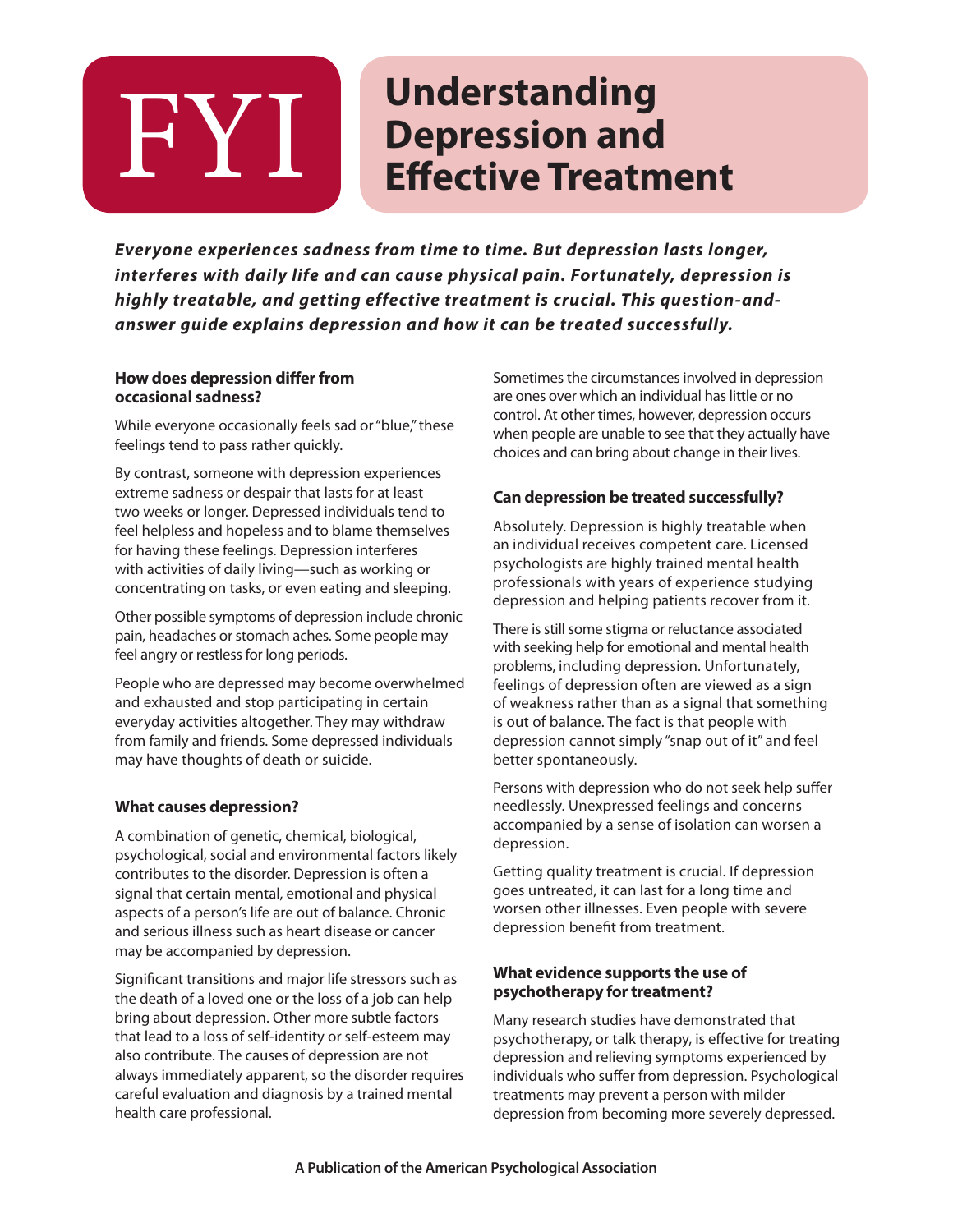# FYI Understanding Depression and Effective Treatment

***Everyone experiences sadness from time to time. But depression lasts longer, interferes with daily life and can cause physical pain. Fortunately, depression is highly treatable, and getting effective treatment is crucial. This question-and-answer guide explains depression and how it can be treated successfully.***

### How does depression differ from occasional sadness?

While everyone occasionally feels sad or "blue," these feelings tend to pass rather quickly.

By contrast, someone with depression experiences extreme sadness or despair that lasts for at least two weeks or longer. Depressed individuals tend to feel helpless and hopeless and to blame themselves for having these feelings. Depression interferes with activities of daily living—such as working or concentrating on tasks, or even eating and sleeping.

Other possible symptoms of depression include chronic pain, headaches or stomach aches. Some people may feel angry or restless for long periods.

People who are depressed may become overwhelmed and exhausted and stop participating in certain everyday activities altogether. They may withdraw from family and friends. Some depressed individuals may have thoughts of death or suicide.

### What causes depression?

A combination of genetic, chemical, biological, psychological, social and environmental factors likely contributes to the disorder. Depression is often a signal that certain mental, emotional and physical aspects of a person's life are out of balance. Chronic and serious illness such as heart disease or cancer may be accompanied by depression.

Significant transitions and major life stressors such as the death of a loved one or the loss of a job can help bring about depression. Other more subtle factors that lead to a loss of self-identity or self-esteem may also contribute. The causes of depression are not always immediately apparent, so the disorder requires careful evaluation and diagnosis by a trained mental health care professional.

Sometimes the circumstances involved in depression are ones over which an individual has little or no control. At other times, however, depression occurs when people are unable to see that they actually have choices and can bring about change in their lives.

### Can depression be treated successfully?

Absolutely. Depression is highly treatable when an individual receives competent care. Licensed psychologists are highly trained mental health professionals with years of experience studying depression and helping patients recover from it.

There is still some stigma or reluctance associated with seeking help for emotional and mental health problems, including depression. Unfortunately, feelings of depression often are viewed as a sign of weakness rather than as a signal that something is out of balance. The fact is that people with depression cannot simply "snap out of it" and feel better spontaneously.

Persons with depression who do not seek help suffer needlessly. Unexpressed feelings and concerns accompanied by a sense of isolation can worsen a depression.

Getting quality treatment is crucial. If depression goes untreated, it can last for a long time and worsen other illnesses. Even people with severe depression benefit from treatment.

### What evidence supports the use of psychotherapy for treatment?

Many research studies have demonstrated that psychotherapy, or talk therapy, is effective for treating depression and relieving symptoms experienced by individuals who suffer from depression. Psychological treatments may prevent a person with milder depression from becoming more severely depressed.

**A Publication of the American Psychological Association**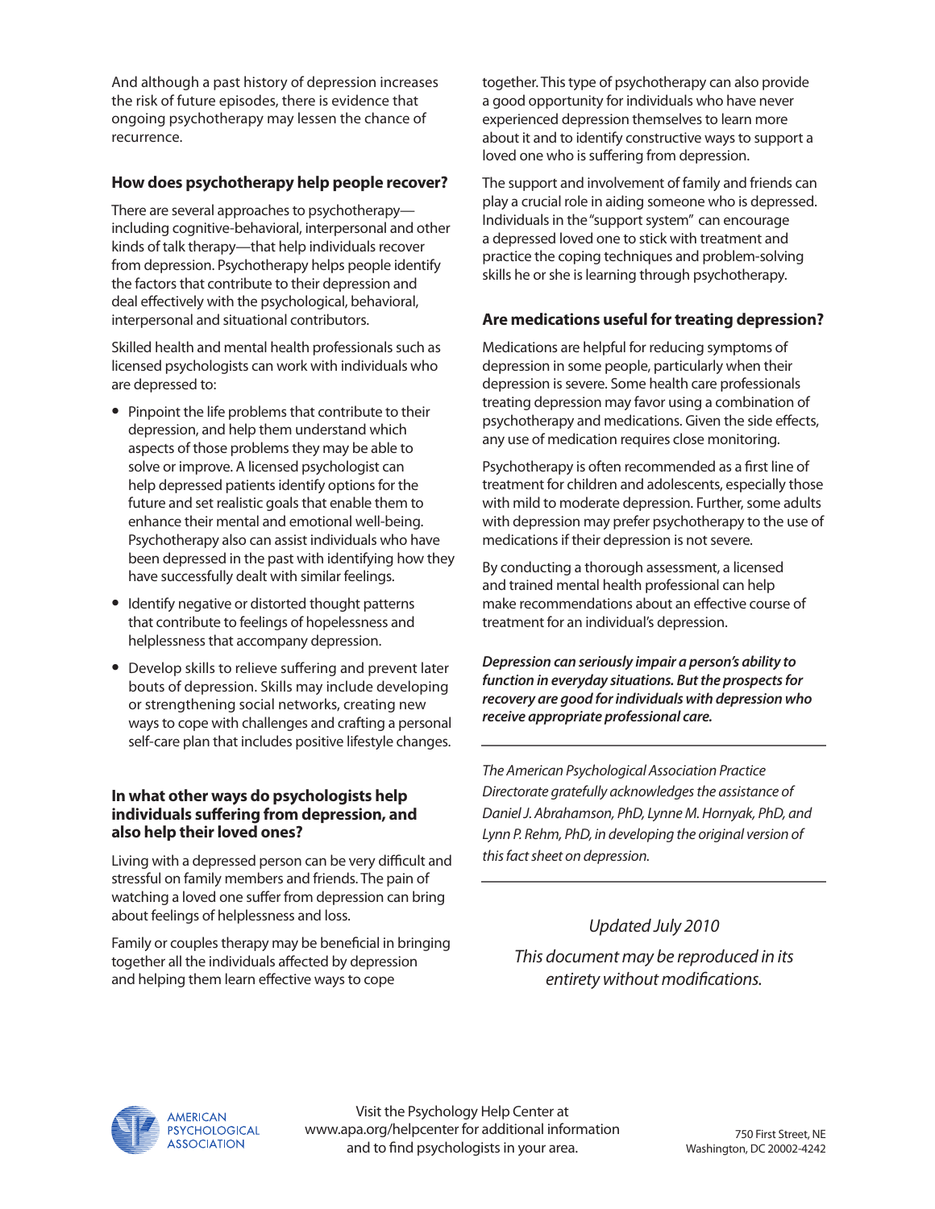And although a past history of depression increases the risk of future episodes, there is evidence that ongoing psychotherapy may lessen the chance of recurrence.

### How does psychotherapy help people recover?

There are several approaches to psychotherapy—including cognitive-behavioral, interpersonal and other kinds of talk therapy—that help individuals recover from depression. Psychotherapy helps people identify the factors that contribute to their depression and deal effectively with the psychological, behavioral, interpersonal and situational contributors.

Skilled health and mental health professionals such as licensed psychologists can work with individuals who are depressed to:

- Pinpoint the life problems that contribute to their depression, and help them understand which aspects of those problems they may be able to solve or improve. A licensed psychologist can help depressed patients identify options for the future and set realistic goals that enable them to enhance their mental and emotional well-being. Psychotherapy also can assist individuals who have been depressed in the past with identifying how they have successfully dealt with similar feelings.
- Identify negative or distorted thought patterns that contribute to feelings of hopelessness and helplessness that accompany depression.
- Develop skills to relieve suffering and prevent later bouts of depression. Skills may include developing or strengthening social networks, creating new ways to cope with challenges and crafting a personal self-care plan that includes positive lifestyle changes.

### In what other ways do psychologists help individuals suffering from depression, and also help their loved ones?

Living with a depressed person can be very difficult and stressful on family members and friends. The pain of watching a loved one suffer from depression can bring about feelings of helplessness and loss.

Family or couples therapy may be beneficial in bringing together all the individuals affected by depression and helping them learn effective ways to cope together. This type of psychotherapy can also provide a good opportunity for individuals who have never experienced depression themselves to learn more about it and to identify constructive ways to support a loved one who is suffering from depression.

The support and involvement of family and friends can play a crucial role in aiding someone who is depressed. Individuals in the "support system" can encourage a depressed loved one to stick with treatment and practice the coping techniques and problem-solving skills he or she is learning through psychotherapy.

### Are medications useful for treating depression?

Medications are helpful for reducing symptoms of depression in some people, particularly when their depression is severe. Some health care professionals treating depression may favor using a combination of psychotherapy and medications. Given the side effects, any use of medication requires close monitoring.

Psychotherapy is often recommended as a first line of treatment for children and adolescents, especially those with mild to moderate depression. Further, some adults with depression may prefer psychotherapy to the use of medications if their depression is not severe.

By conducting a thorough assessment, a licensed and trained mental health professional can help make recommendations about an effective course of treatment for an individual's depression.

***Depression can seriously impair a person's ability to function in everyday situations. But the prospects for recovery are good for individuals with depression who receive appropriate professional care.***

---

*The American Psychological Association Practice Directorate gratefully acknowledges the assistance of Daniel J. Abrahamson, PhD, Lynne M. Hornyak, PhD, and Lynn P. Rehm, PhD, in developing the original version of this fact sheet on depression.*

---

*Updated July 2010*

*This document may be reproduced in its entirety without modifications.*

AMERICAN PSYCHOLOGICAL ASSOCIATION

Visit the Psychology Help Center at www.apa.org/helpcenter for additional information and to find psychologists in your area.

750 First Street, NE
Washington, DC 20002-4242